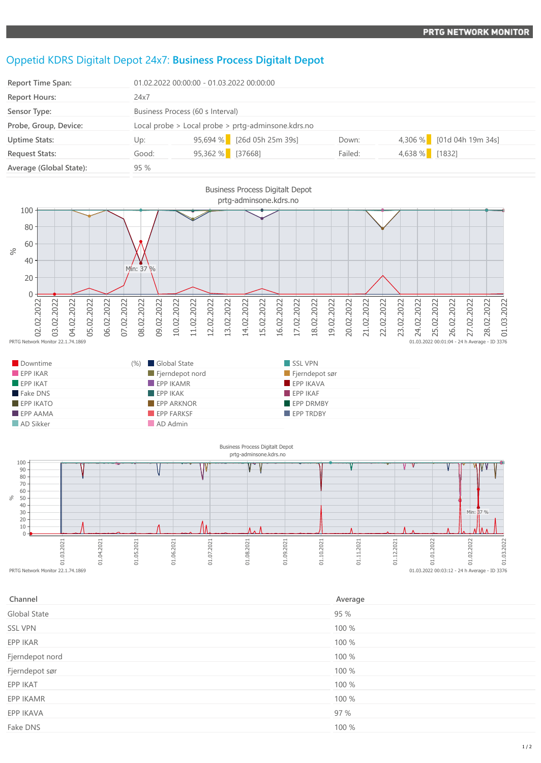# Oppetid KDRS Digitalt Depot 24x7: **Business Process Digitalt Depot**

| | | | | | |
|---|---|---|---|---|---|
| Report Time Span: | 01.02.2022 00:00:00 - 01.03.2022 00:00:00 | | | | |
| Report Hours: | 24x7 | | | | |
| Sensor Type: | Business Process (60 s Interval) | | | | |
| Probe, Group, Device: | Local probe > Local probe > prtg-adminsone.kdrs.no | | | | |
| Uptime Stats: | Up: | 95,694 % | [26d 05h 25m 39s] | Down: | 4,306 % [01d 04h 19m 34s] |
| Request Stats: | Good: | 95,362 % | [37668] | Failed: | 4,638 % [1832] |
| Average (Global State): | 95 % | | | | |

Business Process Digitalt Depot
prtg-adminsone.kdrs.no

PRTG Network Monitor 22.1.74.1869 — 01.03.2022 00:01:04 - 24 h Average - ID 3376

Legend: Downtime (%), Global State, SSL VPN, EPP IKAR, Fjerndepot nord, Fjerndepot sør, EPP IKAT, EPP IKAMR, EPP IKAVA, Fake DNS, EPP IKAK, EPP IKAF, EPP IKATO, EPP ARKNOR, EPP DRMBY, EPP AAMA, EPP FARKSF, EPP TRDBY, AD Sikker, AD Admin

Business Process Digitalt Depot
prtg-adminsone.kdrs.no

PRTG Network Monitor 22.1.74.1869 — 01.03.2022 00:03:12 - 24 h Average - ID 3376

| Channel | Average |
|---|---|
| Global State | 95 % |
| SSL VPN | 100 % |
| EPP IKAR | 100 % |
| Fjerndepot nord | 100 % |
| Fjerndepot sør | 100 % |
| EPP IKAT | 100 % |
| EPP IKAMR | 100 % |
| EPP IKAVA | 97 % |
| Fake DNS | 100 % |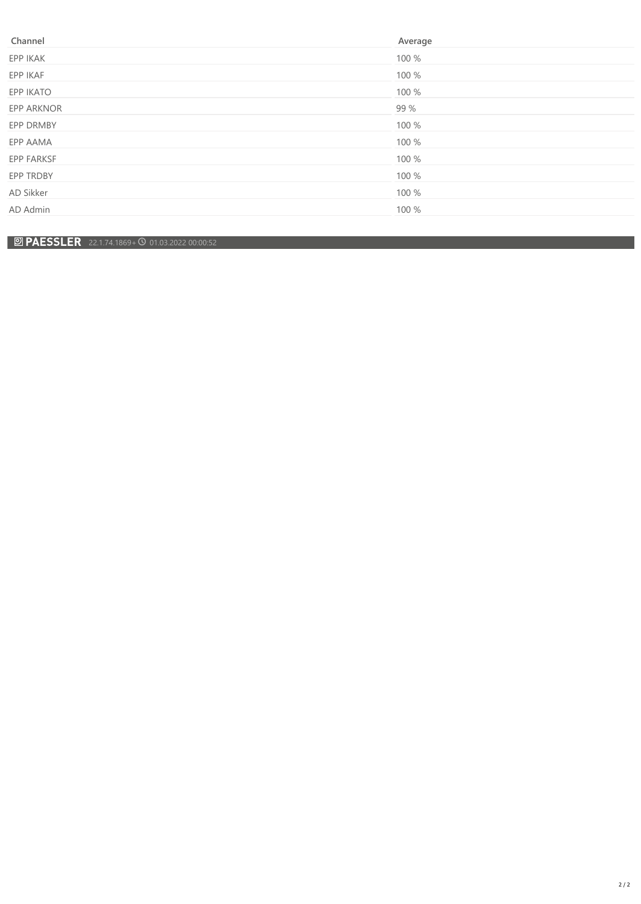| Channel | Average |
| --- | --- |
| EPP IKAK | 100 % |
| EPP IKAF | 100 % |
| EPP IKATO | 100 % |
| EPP ARKNOR | 99 % |
| EPP DRMBY | 100 % |
| EPP AAMA | 100 % |
| EPP FARKSF | 100 % |
| EPP TRDBY | 100 % |
| AD Sikker | 100 % |
| AD Admin | 100 % |

PAESSLER 22.1.74.1869+ 01.03.2022 00:00:52